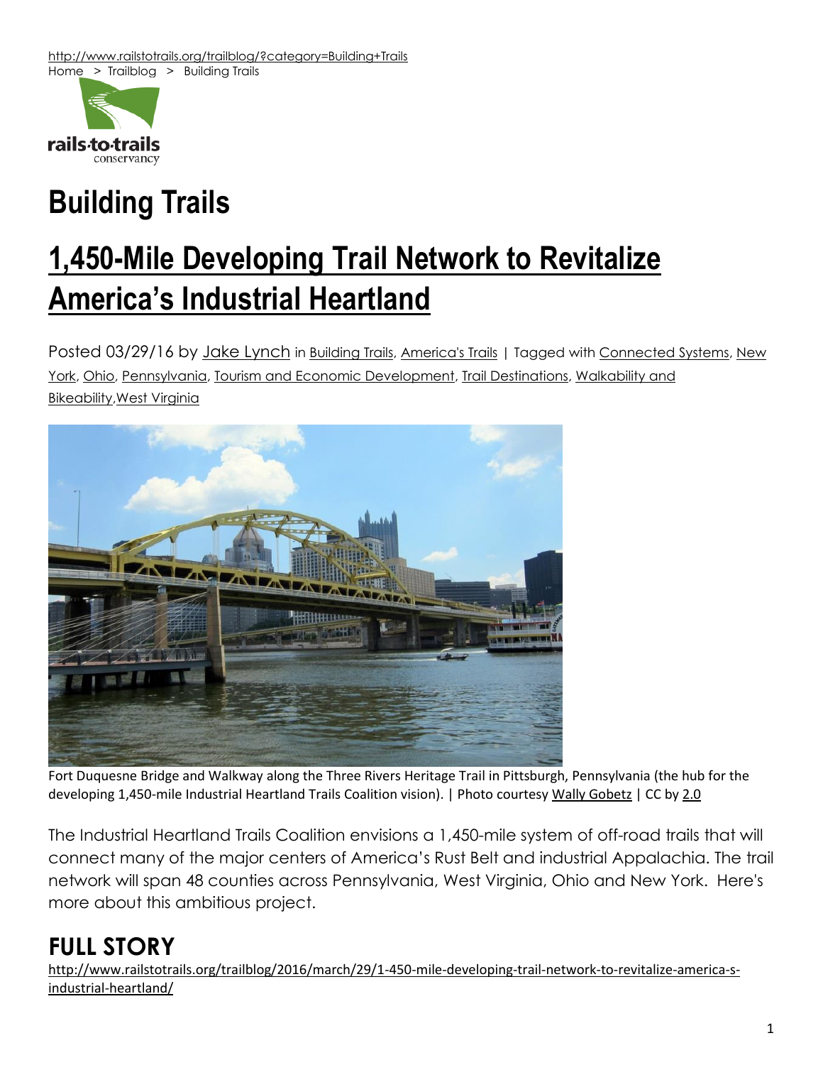http://www.railstotrails.org/trailblog/?category=Building+Trails
Home > Trailblog > Building Trails

rails·to·trails conservancy

# Building Trails

## 1,450-Mile Developing Trail Network to Revitalize America's Industrial Heartland

Posted 03/29/16 by Jake Lynch in Building Trails, America's Trails | Tagged with Connected Systems, New York, Ohio, Pennsylvania, Tourism and Economic Development, Trail Destinations, Walkability and Bikeability, West Virginia

Fort Duquesne Bridge and Walkway along the Three Rivers Heritage Trail in Pittsburgh, Pennsylvania (the hub for the developing 1,450-mile Industrial Heartland Trails Coalition vision). | Photo courtesy Wally Gobetz | CC by 2.0

The Industrial Heartland Trails Coalition envisions a 1,450-mile system of off-road trails that will connect many of the major centers of America's Rust Belt and industrial Appalachia. The trail network will span 48 counties across Pennsylvania, West Virginia, Ohio and New York. Here's more about this ambitious project.

## FULL STORY

http://www.railstotrails.org/trailblog/2016/march/29/1-450-mile-developing-trail-network-to-revitalize-america-s-industrial-heartland/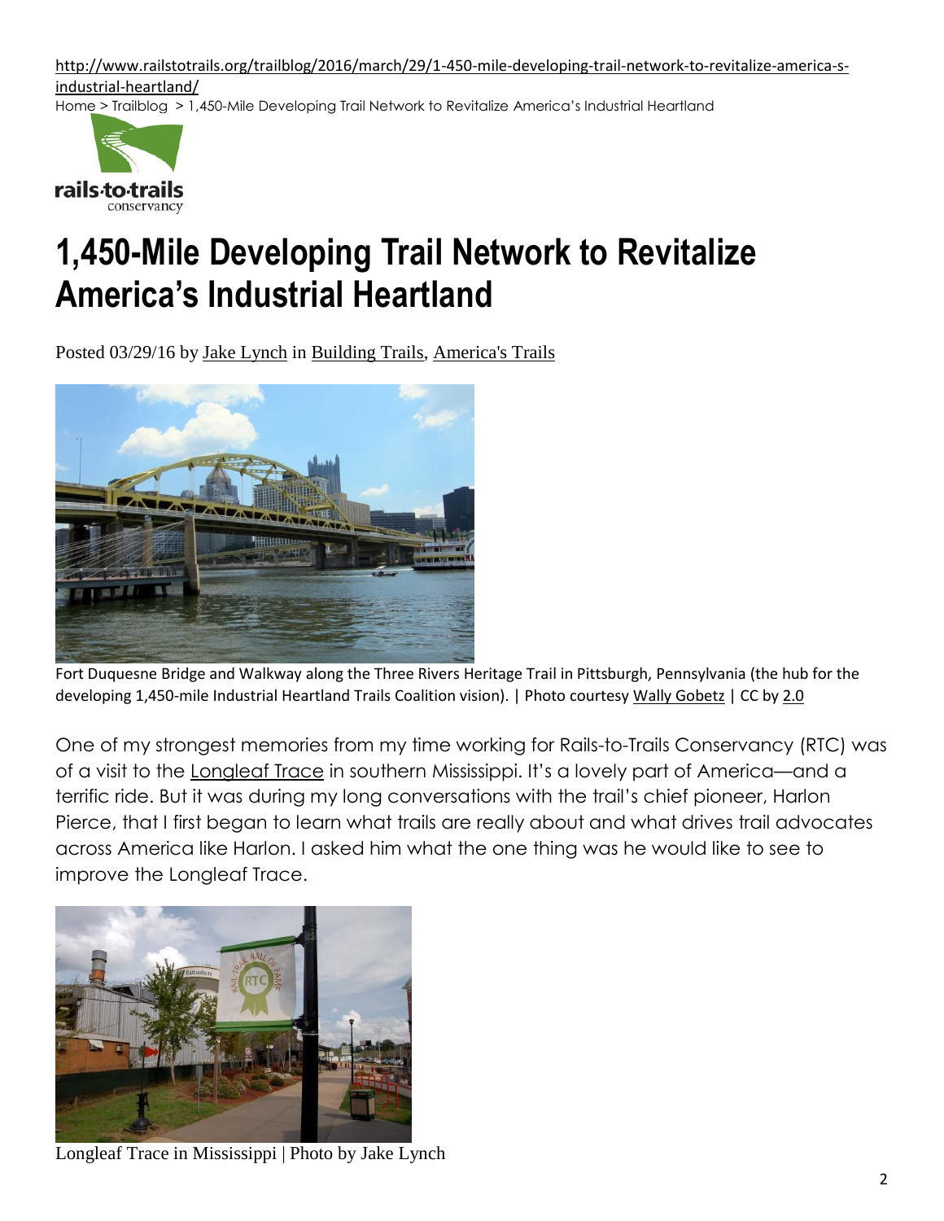http://www.railstotrails.org/trailblog/2016/march/29/1-450-mile-developing-trail-network-to-revitalize-america-s-industrial-heartland/

Home > Trailblog > 1,450-Mile Developing Trail Network to Revitalize America's Industrial Heartland

rails·to·trails conservancy

# 1,450-Mile Developing Trail Network to Revitalize America's Industrial Heartland

Posted 03/29/16 by Jake Lynch in Building Trails, America's Trails

Fort Duquesne Bridge and Walkway along the Three Rivers Heritage Trail in Pittsburgh, Pennsylvania (the hub for the developing 1,450-mile Industrial Heartland Trails Coalition vision). | Photo courtesy Wally Gobetz | CC by 2.0

One of my strongest memories from my time working for Rails-to-Trails Conservancy (RTC) was of a visit to the Longleaf Trace in southern Mississippi. It's a lovely part of America—and a terrific ride. But it was during my long conversations with the trail's chief pioneer, Harlon Pierce, that I first began to learn what trails are really about and what drives trail advocates across America like Harlon. I asked him what the one thing was he would like to see to improve the Longleaf Trace.

Longleaf Trace in Mississippi | Photo by Jake Lynch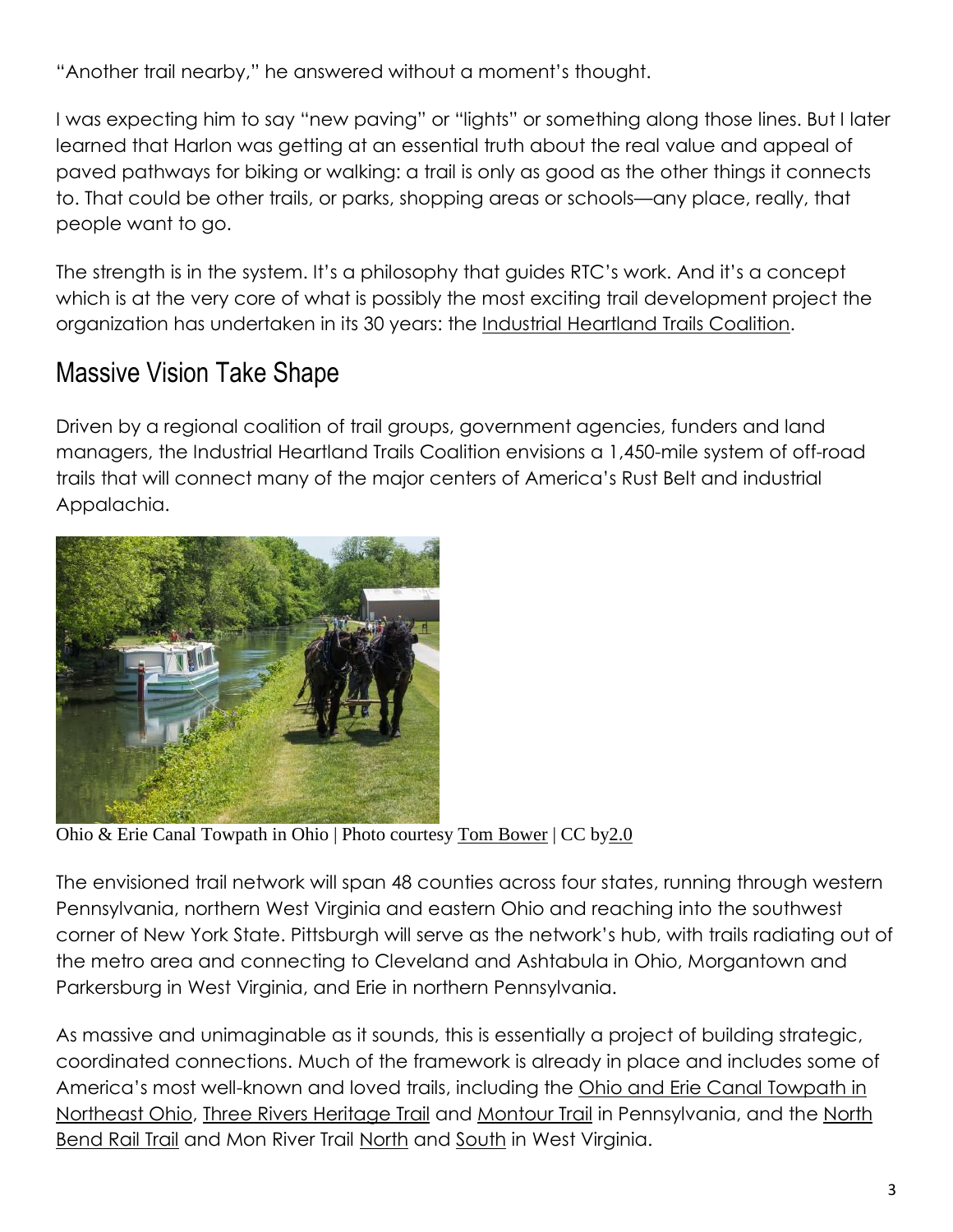"Another trail nearby," he answered without a moment's thought.

I was expecting him to say "new paving" or "lights" or something along those lines. But I later learned that Harlon was getting at an essential truth about the real value and appeal of paved pathways for biking or walking: a trail is only as good as the other things it connects to. That could be other trails, or parks, shopping areas or schools—any place, really, that people want to go.

The strength is in the system. It's a philosophy that guides RTC's work. And it's a concept which is at the very core of what is possibly the most exciting trail development project the organization has undertaken in its 30 years: the Industrial Heartland Trails Coalition.

## Massive Vision Take Shape

Driven by a regional coalition of trail groups, government agencies, funders and land managers, the Industrial Heartland Trails Coalition envisions a 1,450-mile system of off-road trails that will connect many of the major centers of America's Rust Belt and industrial Appalachia.

Ohio & Erie Canal Towpath in Ohio | Photo courtesy Tom Bower | CC by2.0

The envisioned trail network will span 48 counties across four states, running through western Pennsylvania, northern West Virginia and eastern Ohio and reaching into the southwest corner of New York State. Pittsburgh will serve as the network's hub, with trails radiating out of the metro area and connecting to Cleveland and Ashtabula in Ohio, Morgantown and Parkersburg in West Virginia, and Erie in northern Pennsylvania.

As massive and unimaginable as it sounds, this is essentially a project of building strategic, coordinated connections. Much of the framework is already in place and includes some of America's most well-known and loved trails, including the Ohio and Erie Canal Towpath in Northeast Ohio, Three Rivers Heritage Trail and Montour Trail in Pennsylvania, and the North Bend Rail Trail and Mon River Trail North and South in West Virginia.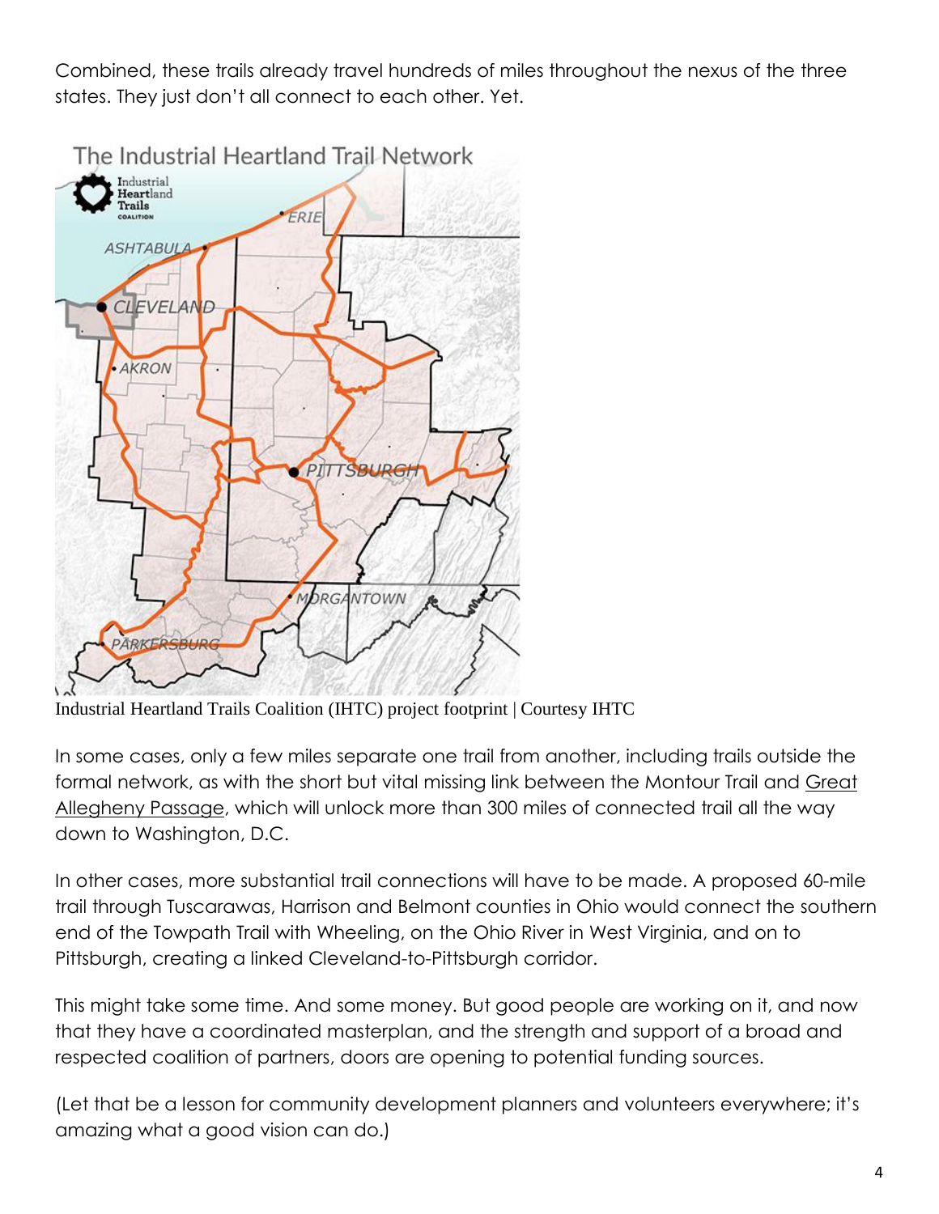Combined, these trails already travel hundreds of miles throughout the nexus of the three states. They just don't all connect to each other. Yet.

Industrial Heartland Trails Coalition (IHTC) project footprint | Courtesy IHTC

In some cases, only a few miles separate one trail from another, including trails outside the formal network, as with the short but vital missing link between the Montour Trail and Great Allegheny Passage, which will unlock more than 300 miles of connected trail all the way down to Washington, D.C.

In other cases, more substantial trail connections will have to be made. A proposed 60-mile trail through Tuscarawas, Harrison and Belmont counties in Ohio would connect the southern end of the Towpath Trail with Wheeling, on the Ohio River in West Virginia, and on to Pittsburgh, creating a linked Cleveland-to-Pittsburgh corridor.

This might take some time. And some money. But good people are working on it, and now that they have a coordinated masterplan, and the strength and support of a broad and respected coalition of partners, doors are opening to potential funding sources.

(Let that be a lesson for community development planners and volunteers everywhere; it's amazing what a good vision can do.)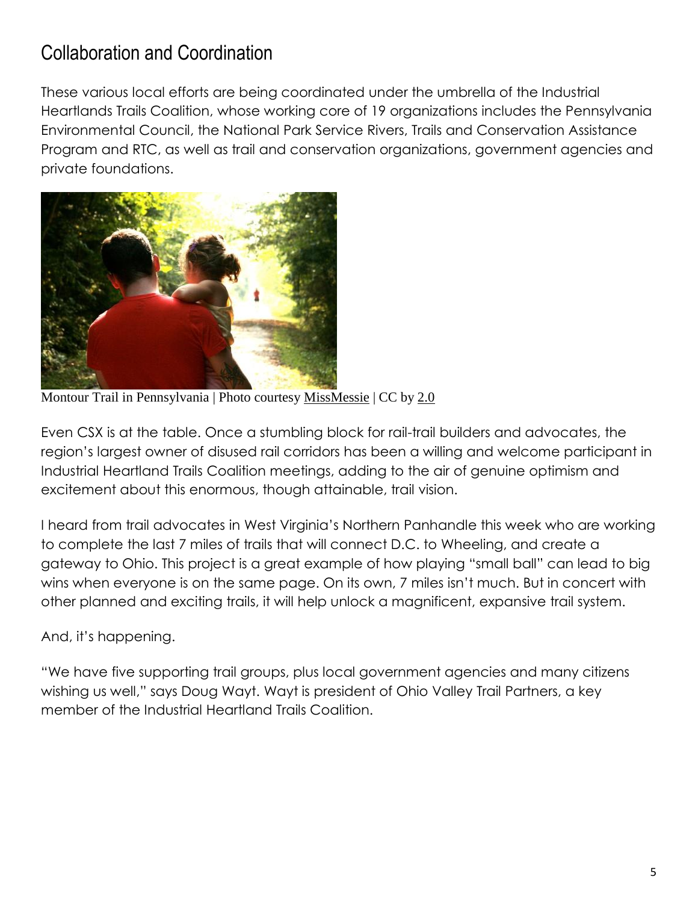## Collaboration and Coordination

These various local efforts are being coordinated under the umbrella of the Industrial Heartlands Trails Coalition, whose working core of 19 organizations includes the Pennsylvania Environmental Council, the National Park Service Rivers, Trails and Conservation Assistance Program and RTC, as well as trail and conservation organizations, government agencies and private foundations.

Montour Trail in Pennsylvania | Photo courtesy MissMessie | CC by 2.0

Even CSX is at the table. Once a stumbling block for rail-trail builders and advocates, the region's largest owner of disused rail corridors has been a willing and welcome participant in Industrial Heartland Trails Coalition meetings, adding to the air of genuine optimism and excitement about this enormous, though attainable, trail vision.

I heard from trail advocates in West Virginia's Northern Panhandle this week who are working to complete the last 7 miles of trails that will connect D.C. to Wheeling, and create a gateway to Ohio. This project is a great example of how playing "small ball" can lead to big wins when everyone is on the same page. On its own, 7 miles isn't much. But in concert with other planned and exciting trails, it will help unlock a magnificent, expansive trail system.

And, it's happening.

"We have five supporting trail groups, plus local government agencies and many citizens wishing us well," says Doug Wayt. Wayt is president of Ohio Valley Trail Partners, a key member of the Industrial Heartland Trails Coalition.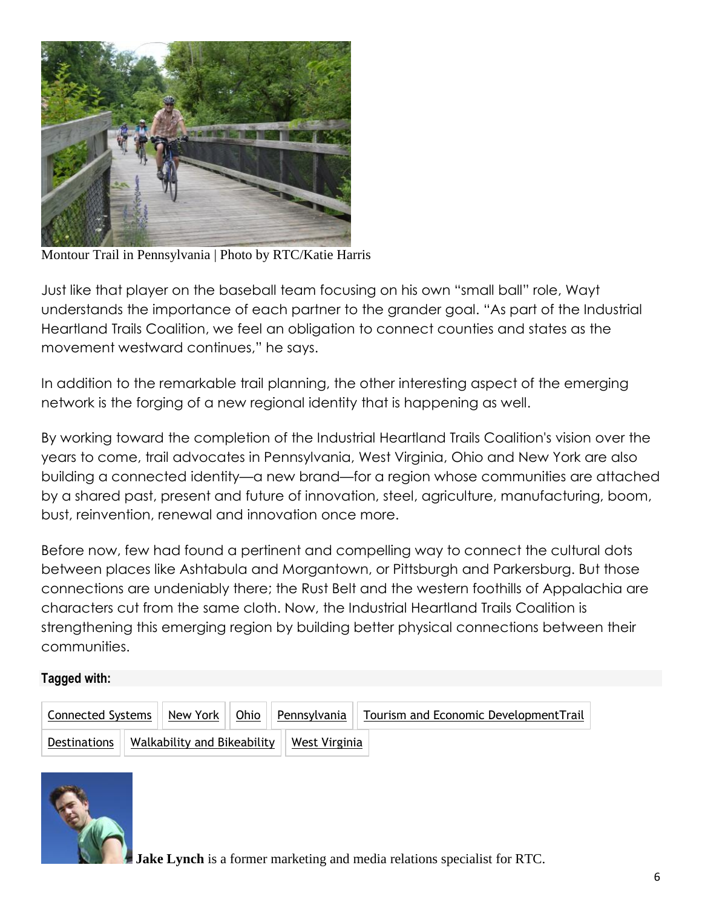Montour Trail in Pennsylvania | Photo by RTC/Katie Harris

Just like that player on the baseball team focusing on his own "small ball" role, Wayt understands the importance of each partner to the grander goal. "As part of the Industrial Heartland Trails Coalition, we feel an obligation to connect counties and states as the movement westward continues," he says.

In addition to the remarkable trail planning, the other interesting aspect of the emerging network is the forging of a new regional identity that is happening as well.

By working toward the completion of the Industrial Heartland Trails Coalition's vision over the years to come, trail advocates in Pennsylvania, West Virginia, Ohio and New York are also building a connected identity—a new brand—for a region whose communities are attached by a shared past, present and future of innovation, steel, agriculture, manufacturing, boom, bust, reinvention, renewal and innovation once more.

Before now, few had found a pertinent and compelling way to connect the cultural dots between places like Ashtabula and Morgantown, or Pittsburgh and Parkersburg. But those connections are undeniably there; the Rust Belt and the western foothills of Appalachia are characters cut from the same cloth. Now, the Industrial Heartland Trails Coalition is strengthening this emerging region by building better physical connections between their communities.

**Tagged with:**

Connected Systems | New York | Ohio | Pennsylvania | Tourism and Economic DevelopmentTrail Destinations | Walkability and Bikeability | West Virginia

**Jake Lynch** is a former marketing and media relations specialist for RTC.